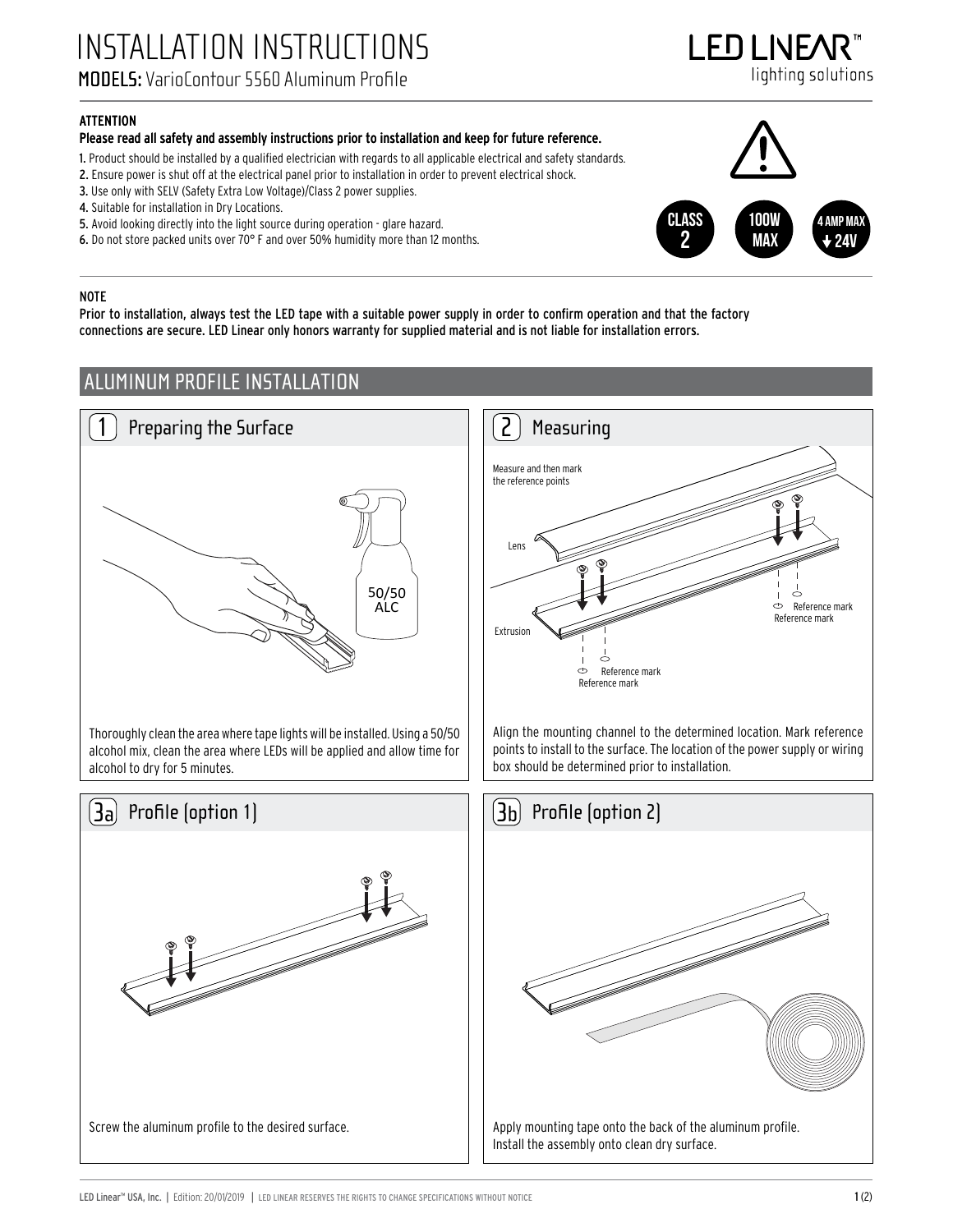# INSTALLATION INSTRUCTIONS

**MODELS:** VarioContour 5560 Aluminum Profile

LED LINEAR™ lighting solutions

**ATTENTION**

**Please read all safety and assembly instructions prior to installation and keep for future reference.**

1. Product should be installed by a qualified electrician with regards to all applicable electrical and safety standards.
2. Ensure power is shut off at the electrical panel prior to installation in order to prevent electrical shock.
3. Use only with SELV (Safety Extra Low Voltage)/Class 2 power supplies.
4. Suitable for installation in Dry Locations.
5. Avoid looking directly into the light source during operation - glare hazard.
6. Do not store packed units over 70° F and over 50% humidity more than 12 months.

CLASS 2 | 100W MAX | 4 AMP MAX 24V

**NOTE**

**Prior to installation, always test the LED tape with a suitable power supply in order to confirm operation and that the factory connections are secure. LED Linear only honors warranty for supplied material and is not liable for installation errors.**

## ALUMINUM PROFILE INSTALLATION

### 1 Preparing the Surface

50/50 ALC

Thoroughly clean the area where tape lights will be installed. Using a 50/50 alcohol mix, clean the area where LEDs will be applied and allow time for alcohol to dry for 5 minutes.

### 2 Measuring

Measure and then mark the reference points

Lens

Extrusion

Reference mark

Reference mark

Reference mark

Reference mark

Align the mounting channel to the determined location. Mark reference points to install to the surface. The location of the power supply or wiring box should be determined prior to installation.

### 3a Profile (option 1)

Screw the aluminum profile to the desired surface.

### 3b Profile (option 2)

Apply mounting tape onto the back of the aluminum profile. Install the assembly onto clean dry surface.

LED Linear™ USA, Inc. | Edition: 20/01/2019 | LED LINEAR RESERVES THE RIGHTS TO CHANGE SPECIFICATIONS WITHOUT NOTICE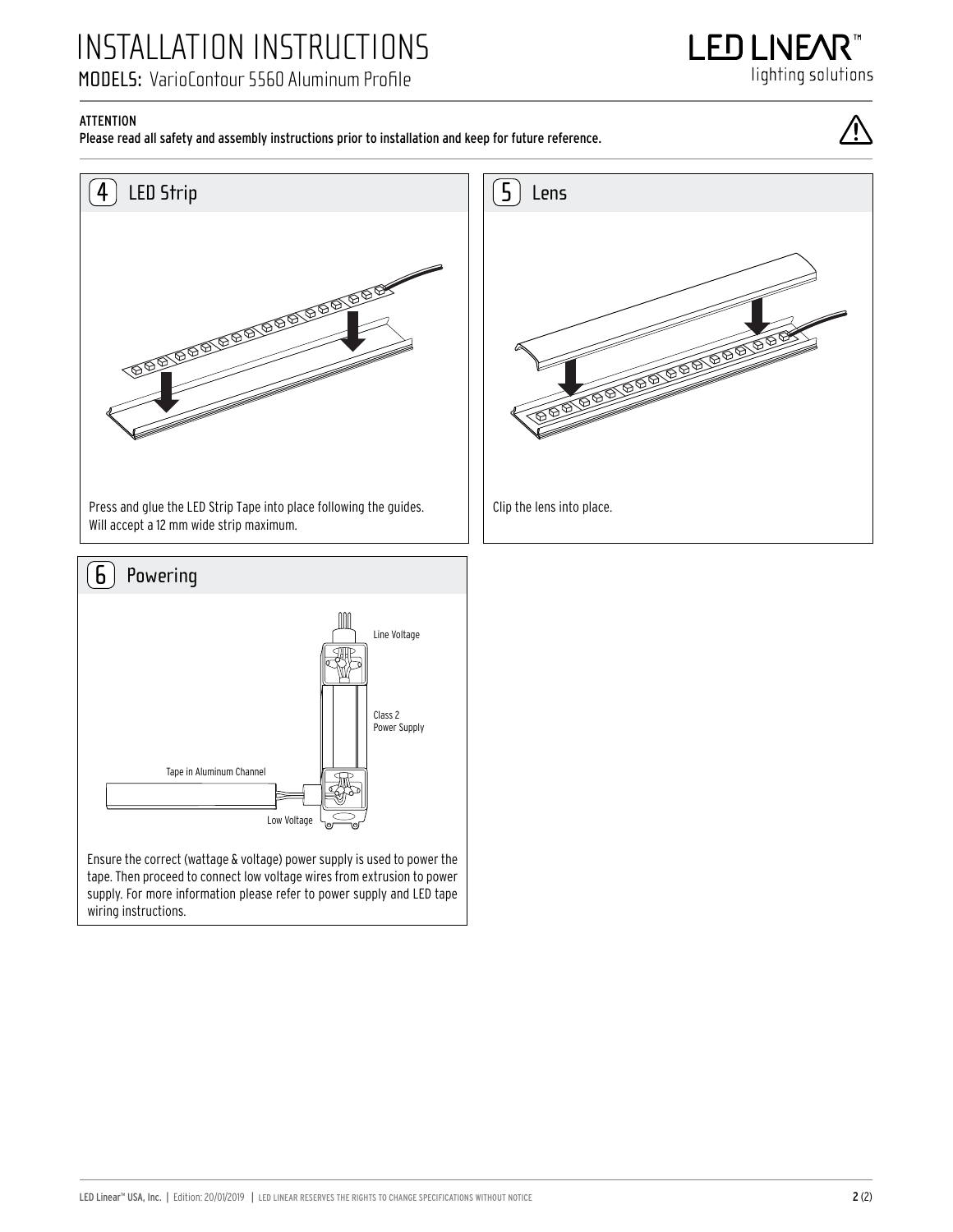# INSTALLATION INSTRUCTIONS

MODELS: VarioContour 5560 Aluminum Profile

**ATTENTION**
**Please read all safety and assembly instructions prior to installation and keep for future reference.**

## 4 LED Strip

Press and glue the LED Strip Tape into place following the guides.
Will accept a 12 mm wide strip maximum.

## 5 Lens

Clip the lens into place.

## 6 Powering

Line Voltage

Class 2
Power Supply

Tape in Aluminum Channel

Low Voltage

Ensure the correct (wattage & voltage) power supply is used to power the tape. Then proceed to connect low voltage wires from extrusion to power supply. For more information please refer to power supply and LED tape wiring instructions.